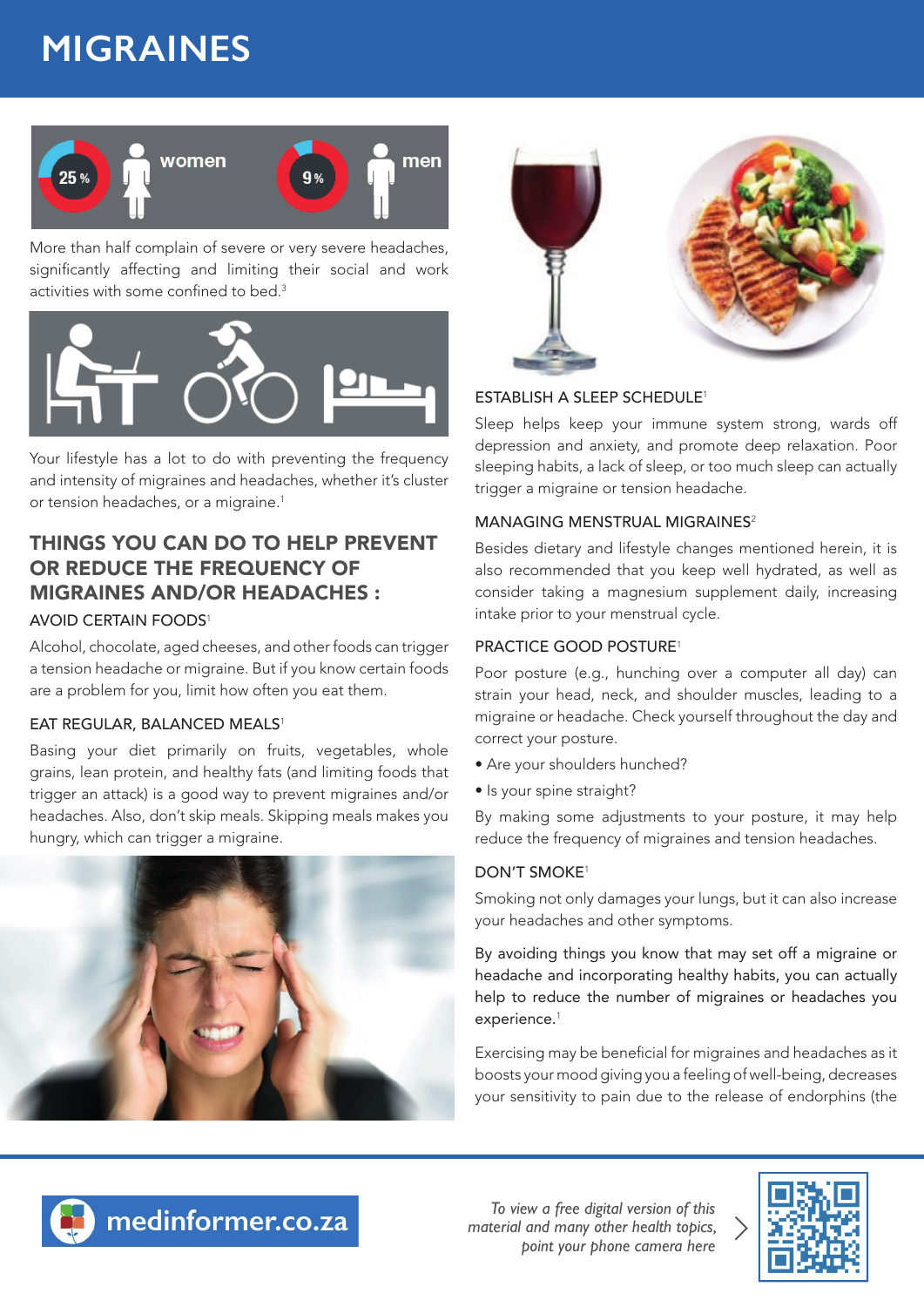# MIGRAINES

25 % women 9 % men

More than half complain of severe or very severe headaches, significantly affecting and limiting their social and work activities with some confined to bed.[3]

Your lifestyle has a lot to do with preventing the frequency and intensity of migraines and headaches, whether it's cluster or tension headaches, or a migraine.[1]

## THINGS YOU CAN DO TO HELP PREVENT OR REDUCE THE FREQUENCY OF MIGRAINES AND/OR HEADACHES :

### AVOID CERTAIN FOODS[1]

Alcohol, chocolate, aged cheeses, and other foods can trigger a tension headache or migraine. But if you know certain foods are a problem for you, limit how often you eat them.

### EAT REGULAR, BALANCED MEALS[1]

Basing your diet primarily on fruits, vegetables, whole grains, lean protein, and healthy fats (and limiting foods that trigger an attack) is a good way to prevent migraines and/or headaches. Also, don't skip meals. Skipping meals makes you hungry, which can trigger a migraine.

### ESTABLISH A SLEEP SCHEDULE[1]

Sleep helps keep your immune system strong, wards off depression and anxiety, and promote deep relaxation. Poor sleeping habits, a lack of sleep, or too much sleep can actually trigger a migraine or tension headache.

### MANAGING MENSTRUAL MIGRAINES[2]

Besides dietary and lifestyle changes mentioned herein, it is also recommended that you keep well hydrated, as well as consider taking a magnesium supplement daily, increasing intake prior to your menstrual cycle.

### PRACTICE GOOD POSTURE[1]

Poor posture (e.g., hunching over a computer all day) can strain your head, neck, and shoulder muscles, leading to a migraine or headache. Check yourself throughout the day and correct your posture.

- Are your shoulders hunched?
- Is your spine straight?

By making some adjustments to your posture, it may help reduce the frequency of migraines and tension headaches.

### DON'T SMOKE[1]

Smoking not only damages your lungs, but it can also increase your headaches and other symptoms.

By avoiding things you know that may set off a migraine or headache and incorporating healthy habits, you can actually help to reduce the number of migraines or headaches you experience.[1]

Exercising may be beneficial for migraines and headaches as it boosts your mood giving you a feeling of well-being, decreases your sensitivity to pain due to the release of endorphins (the

medinformer.co.za

*To view a free digital version of this material and many other health topics, point your phone camera here*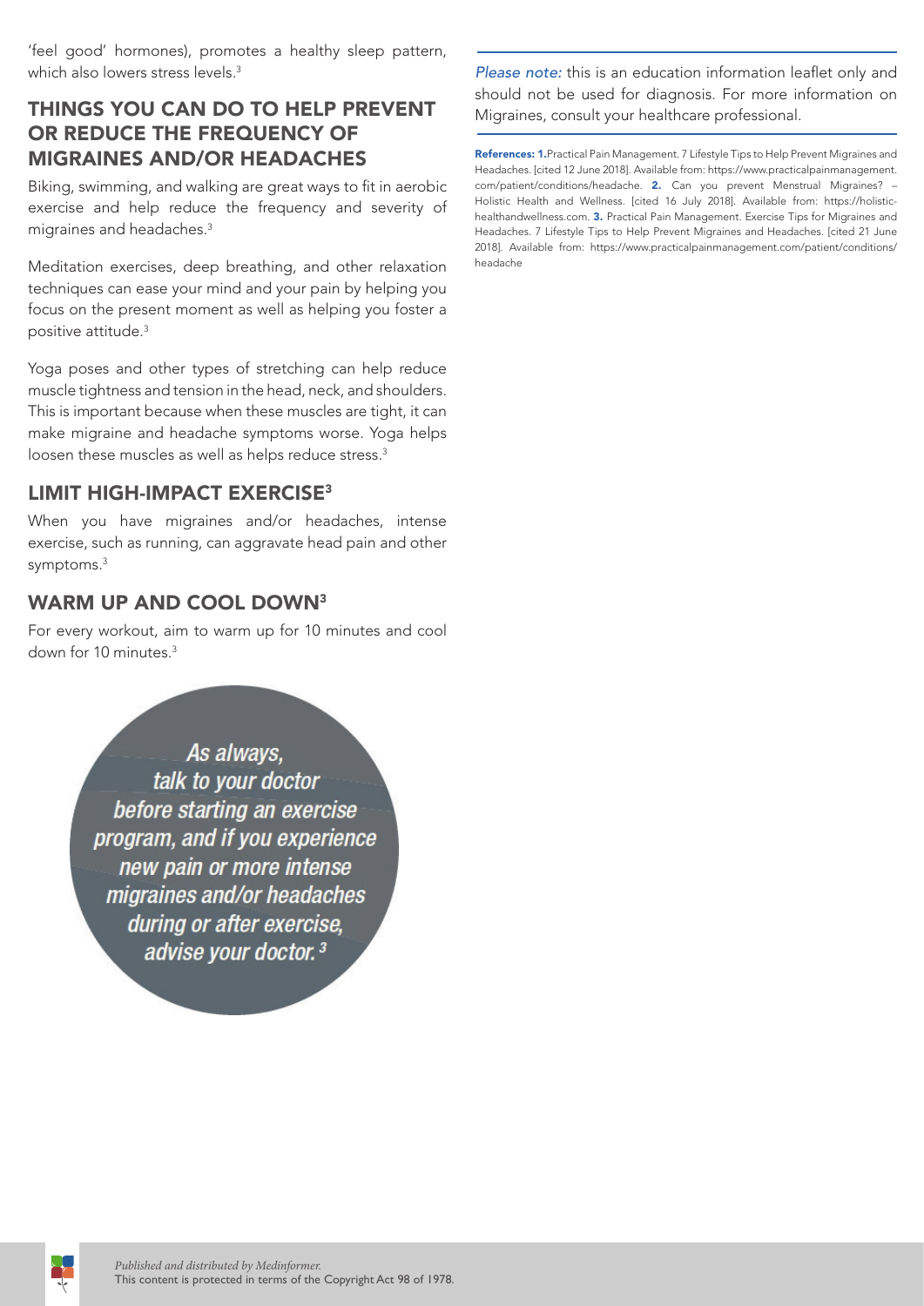'feel good' hormones), promotes a healthy sleep pattern, which also lowers stress levels.[3]

## THINGS YOU CAN DO TO HELP PREVENT OR REDUCE THE FREQUENCY OF MIGRAINES AND/OR HEADACHES

Biking, swimming, and walking are great ways to fit in aerobic exercise and help reduce the frequency and severity of migraines and headaches.[3]

Meditation exercises, deep breathing, and other relaxation techniques can ease your mind and your pain by helping you focus on the present moment as well as helping you foster a positive attitude.[3]

Yoga poses and other types of stretching can help reduce muscle tightness and tension in the head, neck, and shoulders. This is important because when these muscles are tight, it can make migraine and headache symptoms worse. Yoga helps loosen these muscles as well as helps reduce stress.[3]

## LIMIT HIGH-IMPACT EXERCISE[3]

When you have migraines and/or headaches, intense exercise, such as running, can aggravate head pain and other symptoms.[3]

## WARM UP AND COOL DOWN[3]

For every workout, aim to warm up for 10 minutes and cool down for 10 minutes.[3]

*As always, talk to your doctor before starting an exercise program, and if you experience new pain or more intense migraines and/or headaches during or after exercise, advise your doctor.*[3]

*Please note:* this is an education information leaflet only and should not be used for diagnosis. For more information on Migraines, consult your healthcare professional.

**References: 1.** Practical Pain Management. 7 Lifestyle Tips to Help Prevent Migraines and Headaches. [cited 12 June 2018]. Available from: https://www.practicalpainmanagement.com/patient/conditions/headache. **2.** Can you prevent Menstrual Migraines? – Holistic Health and Wellness. [cited 16 July 2018]. Available from: https://holistic-healthandwellness.com. **3.** Practical Pain Management. Exercise Tips for Migraines and Headaches. 7 Lifestyle Tips to Help Prevent Migraines and Headaches. [cited 21 June 2018]. Available from: https://www.practicalpainmanagement.com/patient/conditions/headache

*Published and distributed by Medinformer.*
This content is protected in terms of the Copyright Act 98 of 1978.